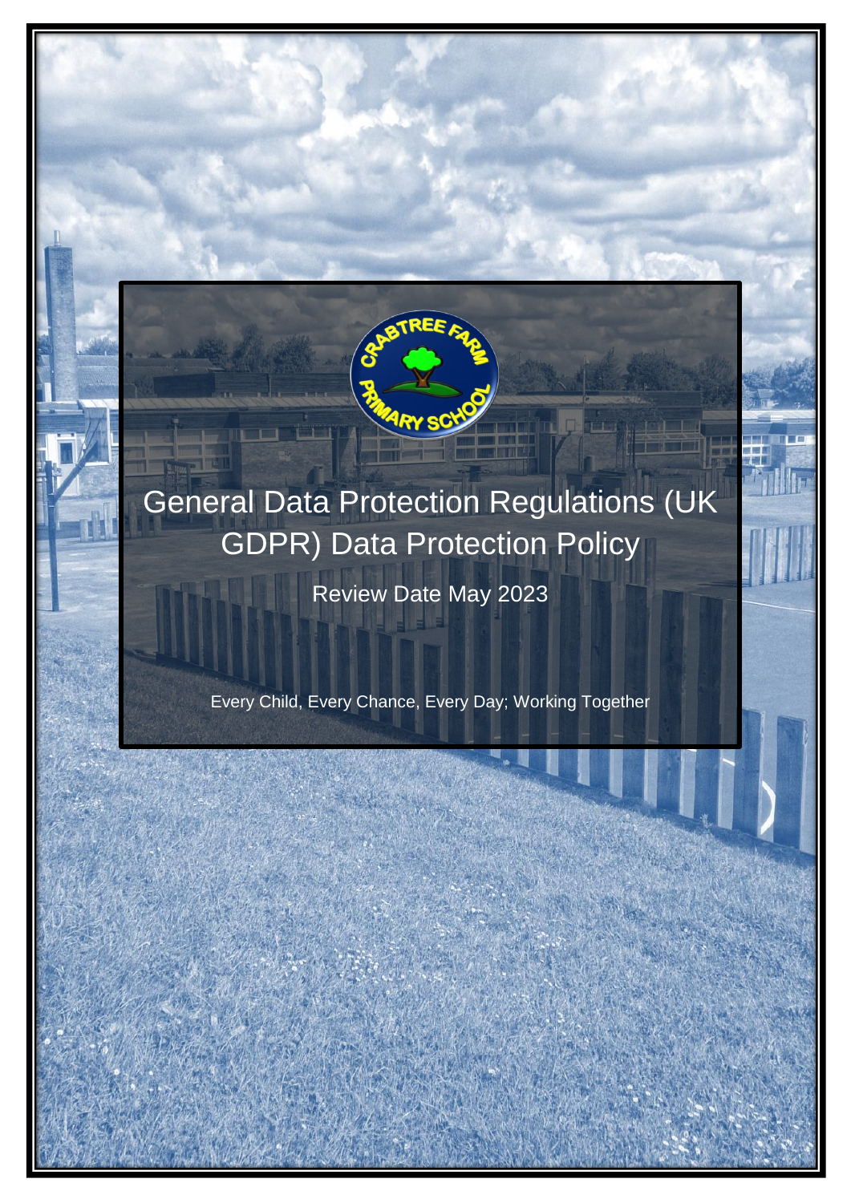# General Data Protection Regulations (UK GDPR) Data Protection Policy

Review Date May 2023

Every Child, Every Chance, Every Day; Working Together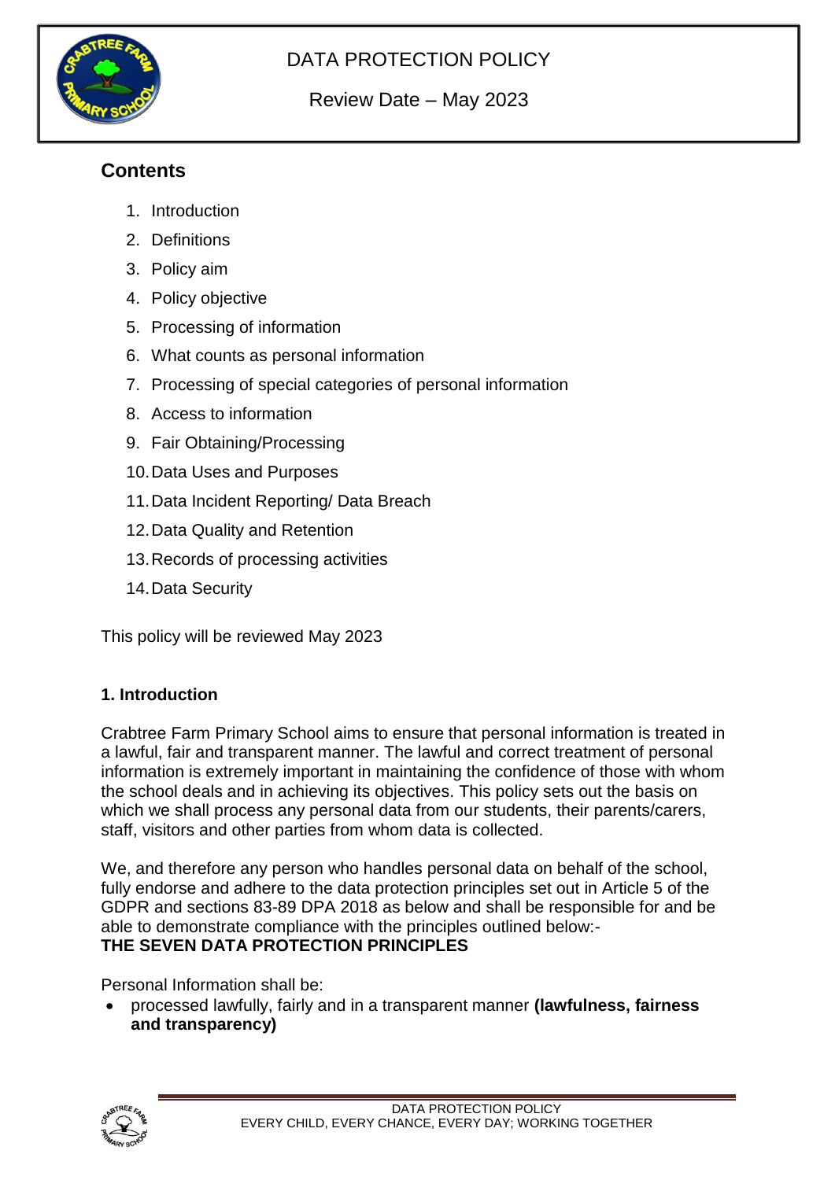DATA PROTECTION POLICY

Review Date – May 2023

## Contents

1. Introduction
2. Definitions
3. Policy aim
4. Policy objective
5. Processing of information
6. What counts as personal information
7. Processing of special categories of personal information
8. Access to information
9. Fair Obtaining/Processing
10. Data Uses and Purposes
11. Data Incident Reporting/ Data Breach
12. Data Quality and Retention
13. Records of processing activities
14. Data Security

This policy will be reviewed May 2023

### 1. Introduction

Crabtree Farm Primary School aims to ensure that personal information is treated in a lawful, fair and transparent manner. The lawful and correct treatment of personal information is extremely important in maintaining the confidence of those with whom the school deals and in achieving its objectives. This policy sets out the basis on which we shall process any personal data from our students, their parents/carers, staff, visitors and other parties from whom data is collected.

We, and therefore any person who handles personal data on behalf of the school, fully endorse and adhere to the data protection principles set out in Article 5 of the GDPR and sections 83-89 DPA 2018 as below and shall be responsible for and be able to demonstrate compliance with the principles outlined below:-

**THE SEVEN DATA PROTECTION PRINCIPLES**

Personal Information shall be:

- processed lawfully, fairly and in a transparent manner **(lawfulness, fairness and transparency)**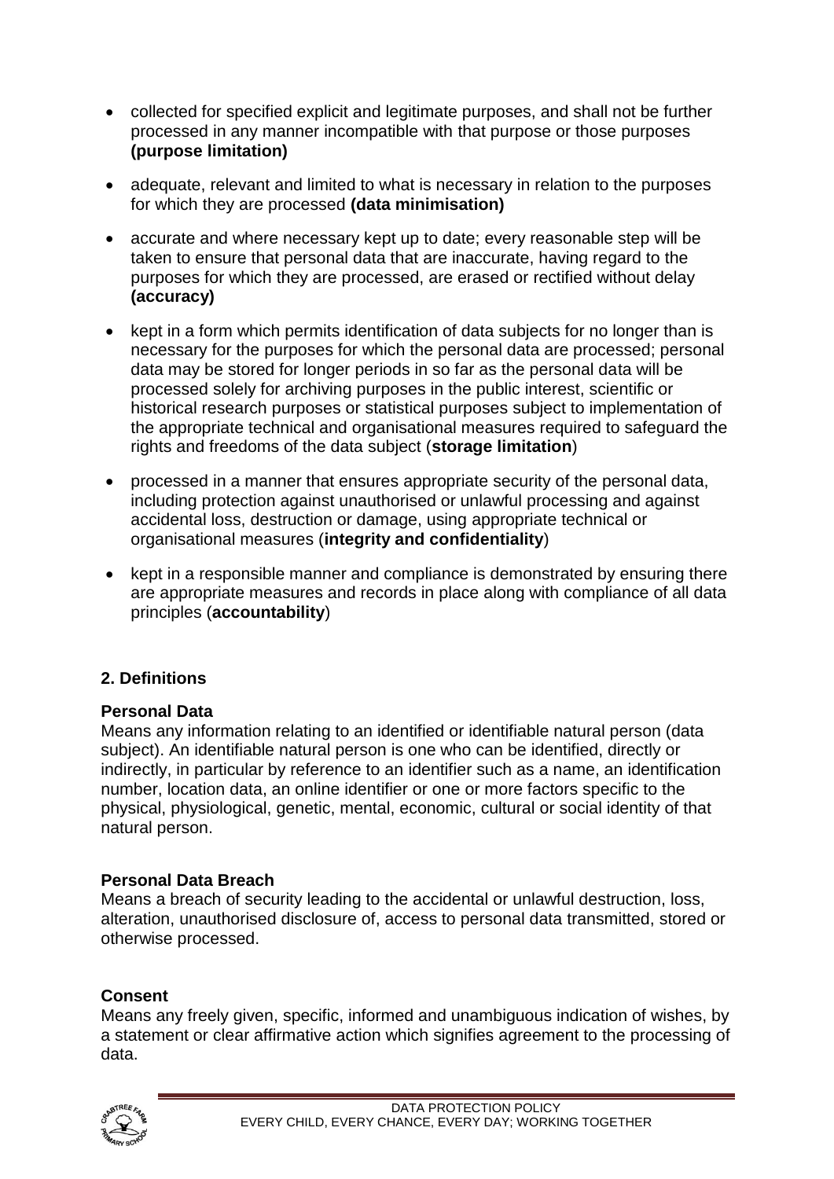- collected for specified explicit and legitimate purposes, and shall not be further processed in any manner incompatible with that purpose or those purposes **(purpose limitation)**
- adequate, relevant and limited to what is necessary in relation to the purposes for which they are processed **(data minimisation)**
- accurate and where necessary kept up to date; every reasonable step will be taken to ensure that personal data that are inaccurate, having regard to the purposes for which they are processed, are erased or rectified without delay **(accuracy)**
- kept in a form which permits identification of data subjects for no longer than is necessary for the purposes for which the personal data are processed; personal data may be stored for longer periods in so far as the personal data will be processed solely for archiving purposes in the public interest, scientific or historical research purposes or statistical purposes subject to implementation of the appropriate technical and organisational measures required to safeguard the rights and freedoms of the data subject (**storage limitation**)
- processed in a manner that ensures appropriate security of the personal data, including protection against unauthorised or unlawful processing and against accidental loss, destruction or damage, using appropriate technical or organisational measures (**integrity and confidentiality**)
- kept in a responsible manner and compliance is demonstrated by ensuring there are appropriate measures and records in place along with compliance of all data principles (**accountability**)

## 2. Definitions

**Personal Data**
Means any information relating to an identified or identifiable natural person (data subject). An identifiable natural person is one who can be identified, directly or indirectly, in particular by reference to an identifier such as a name, an identification number, location data, an online identifier or one or more factors specific to the physical, physiological, genetic, mental, economic, cultural or social identity of that natural person.

**Personal Data Breach**
Means a breach of security leading to the accidental or unlawful destruction, loss, alteration, unauthorised disclosure of, access to personal data transmitted, stored or otherwise processed.

**Consent**
Means any freely given, specific, informed and unambiguous indication of wishes, by a statement or clear affirmative action which signifies agreement to the processing of data.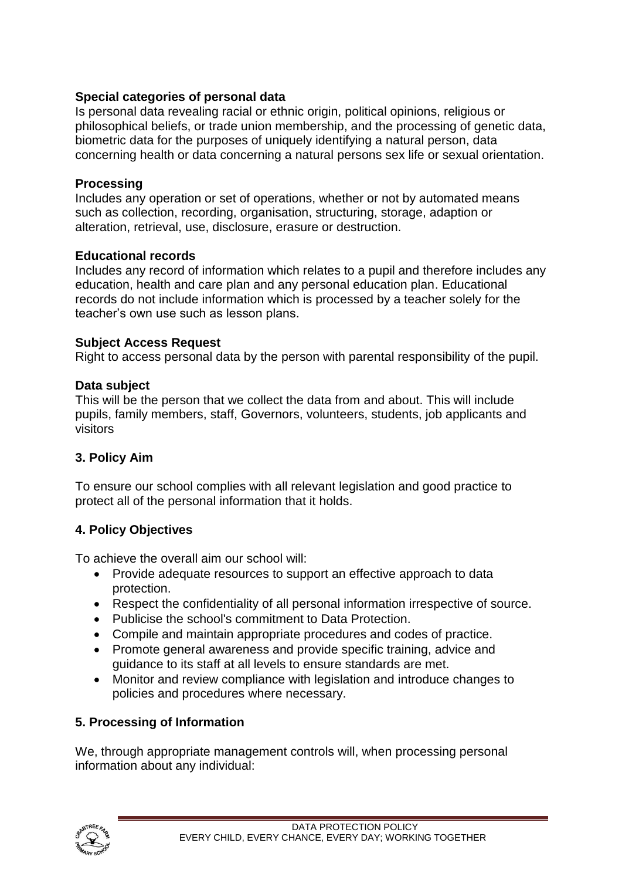**Special categories of personal data**
Is personal data revealing racial or ethnic origin, political opinions, religious or philosophical beliefs, or trade union membership, and the processing of genetic data, biometric data for the purposes of uniquely identifying a natural person, data concerning health or data concerning a natural persons sex life or sexual orientation.

**Processing**
Includes any operation or set of operations, whether or not by automated means such as collection, recording, organisation, structuring, storage, adaption or alteration, retrieval, use, disclosure, erasure or destruction.

**Educational records**
Includes any record of information which relates to a pupil and therefore includes any education, health and care plan and any personal education plan. Educational records do not include information which is processed by a teacher solely for the teacher's own use such as lesson plans.

**Subject Access Request**
Right to access personal data by the person with parental responsibility of the pupil.

**Data subject**
This will be the person that we collect the data from and about. This will include pupils, family members, staff, Governors, volunteers, students, job applicants and visitors

## 3. Policy Aim

To ensure our school complies with all relevant legislation and good practice to protect all of the personal information that it holds.

## 4. Policy Objectives

To achieve the overall aim our school will:

- Provide adequate resources to support an effective approach to data protection.
- Respect the confidentiality of all personal information irrespective of source.
- Publicise the school's commitment to Data Protection.
- Compile and maintain appropriate procedures and codes of practice.
- Promote general awareness and provide specific training, advice and guidance to its staff at all levels to ensure standards are met.
- Monitor and review compliance with legislation and introduce changes to policies and procedures where necessary.

## 5. Processing of Information

We, through appropriate management controls will, when processing personal information about any individual: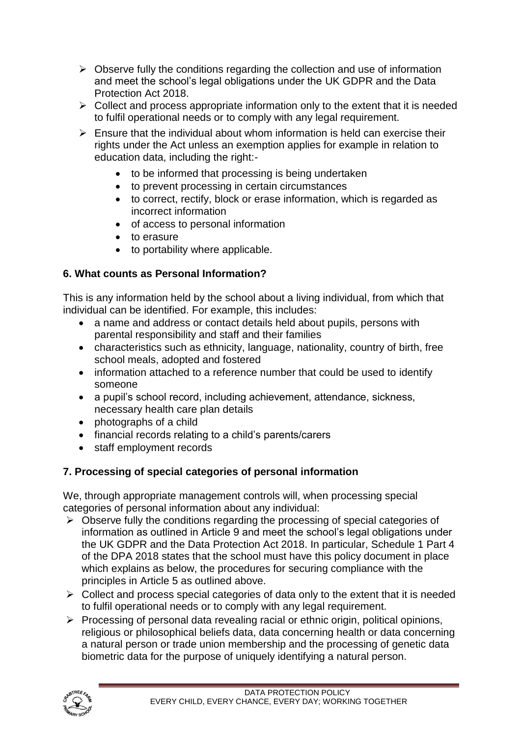- Observe fully the conditions regarding the collection and use of information and meet the school's legal obligations under the UK GDPR and the Data Protection Act 2018.
- Collect and process appropriate information only to the extent that it is needed to fulfil operational needs or to comply with any legal requirement.
- Ensure that the individual about whom information is held can exercise their rights under the Act unless an exemption applies for example in relation to education data, including the right:-
    - to be informed that processing is being undertaken
    - to prevent processing in certain circumstances
    - to correct, rectify, block or erase information, which is regarded as incorrect information
    - of access to personal information
    - to erasure
    - to portability where applicable.

### 6. What counts as Personal Information?

This is any information held by the school about a living individual, from which that individual can be identified. For example, this includes:

- a name and address or contact details held about pupils, persons with parental responsibility and staff and their families
- characteristics such as ethnicity, language, nationality, country of birth, free school meals, adopted and fostered
- information attached to a reference number that could be used to identify someone
- a pupil's school record, including achievement, attendance, sickness, necessary health care plan details
- photographs of a child
- financial records relating to a child's parents/carers
- staff employment records

### 7. Processing of special categories of personal information

We, through appropriate management controls will, when processing special categories of personal information about any individual:

- Observe fully the conditions regarding the processing of special categories of information as outlined in Article 9 and meet the school's legal obligations under the UK GDPR and the Data Protection Act 2018. In particular, Schedule 1 Part 4 of the DPA 2018 states that the school must have this policy document in place which explains as below, the procedures for securing compliance with the principles in Article 5 as outlined above.
- Collect and process special categories of data only to the extent that it is needed to fulfil operational needs or to comply with any legal requirement.
- Processing of personal data revealing racial or ethnic origin, political opinions, religious or philosophical beliefs data, data concerning health or data concerning a natural person or trade union membership and the processing of genetic data biometric data for the purpose of uniquely identifying a natural person.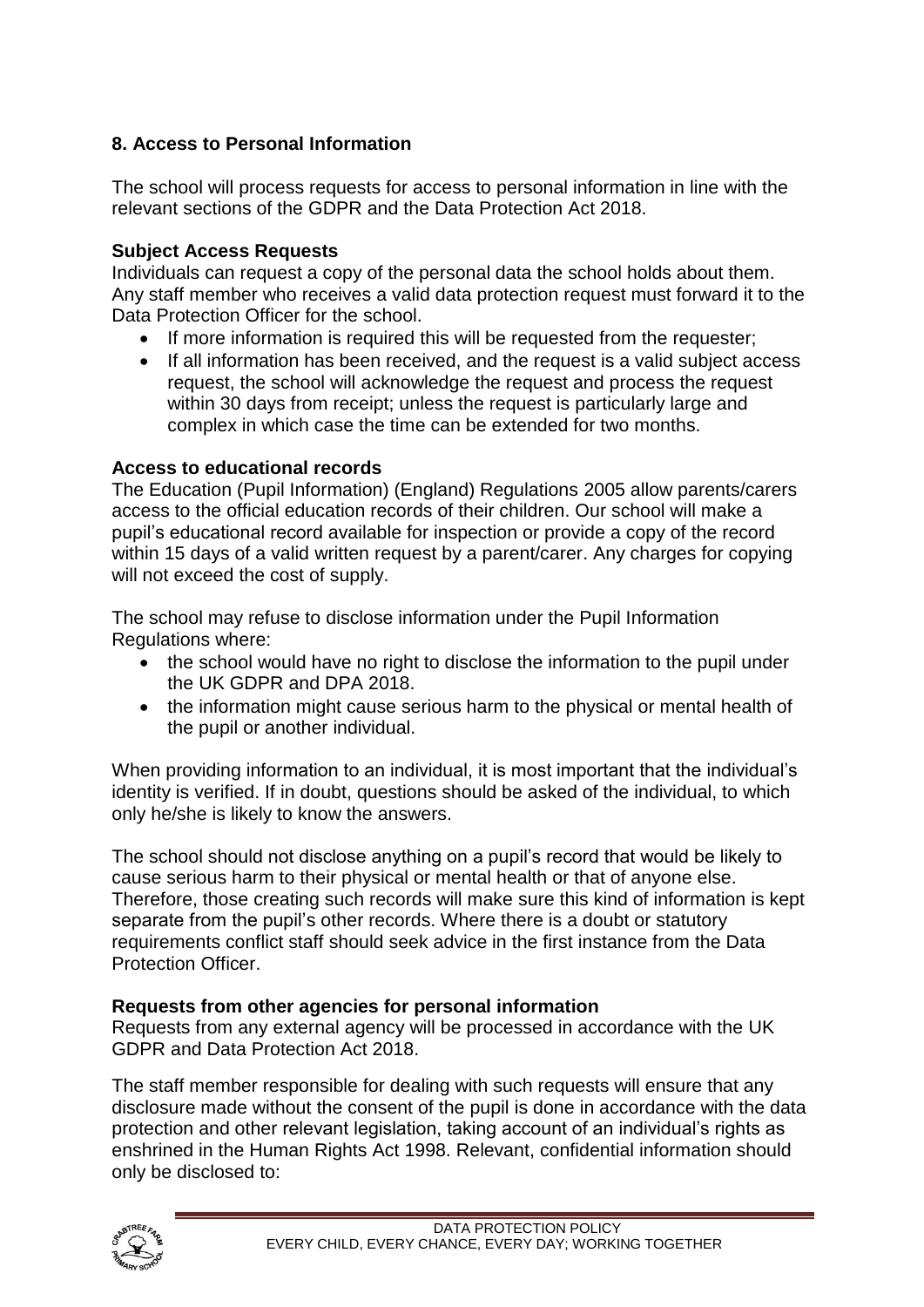## 8. Access to Personal Information

The school will process requests for access to personal information in line with the relevant sections of the GDPR and the Data Protection Act 2018.

**Subject Access Requests**
Individuals can request a copy of the personal data the school holds about them. Any staff member who receives a valid data protection request must forward it to the Data Protection Officer for the school.

- If more information is required this will be requested from the requester;
- If all information has been received, and the request is a valid subject access request, the school will acknowledge the request and process the request within 30 days from receipt; unless the request is particularly large and complex in which case the time can be extended for two months.

**Access to educational records**
The Education (Pupil Information) (England) Regulations 2005 allow parents/carers access to the official education records of their children. Our school will make a pupil's educational record available for inspection or provide a copy of the record within 15 days of a valid written request by a parent/carer. Any charges for copying will not exceed the cost of supply.

The school may refuse to disclose information under the Pupil Information Regulations where:

- the school would have no right to disclose the information to the pupil under the UK GDPR and DPA 2018.
- the information might cause serious harm to the physical or mental health of the pupil or another individual.

When providing information to an individual, it is most important that the individual's identity is verified. If in doubt, questions should be asked of the individual, to which only he/she is likely to know the answers.

The school should not disclose anything on a pupil's record that would be likely to cause serious harm to their physical or mental health or that of anyone else. Therefore, those creating such records will make sure this kind of information is kept separate from the pupil's other records. Where there is a doubt or statutory requirements conflict staff should seek advice in the first instance from the Data Protection Officer.

**Requests from other agencies for personal information**
Requests from any external agency will be processed in accordance with the UK GDPR and Data Protection Act 2018.

The staff member responsible for dealing with such requests will ensure that any disclosure made without the consent of the pupil is done in accordance with the data protection and other relevant legislation, taking account of an individual's rights as enshrined in the Human Rights Act 1998. Relevant, confidential information should only be disclosed to: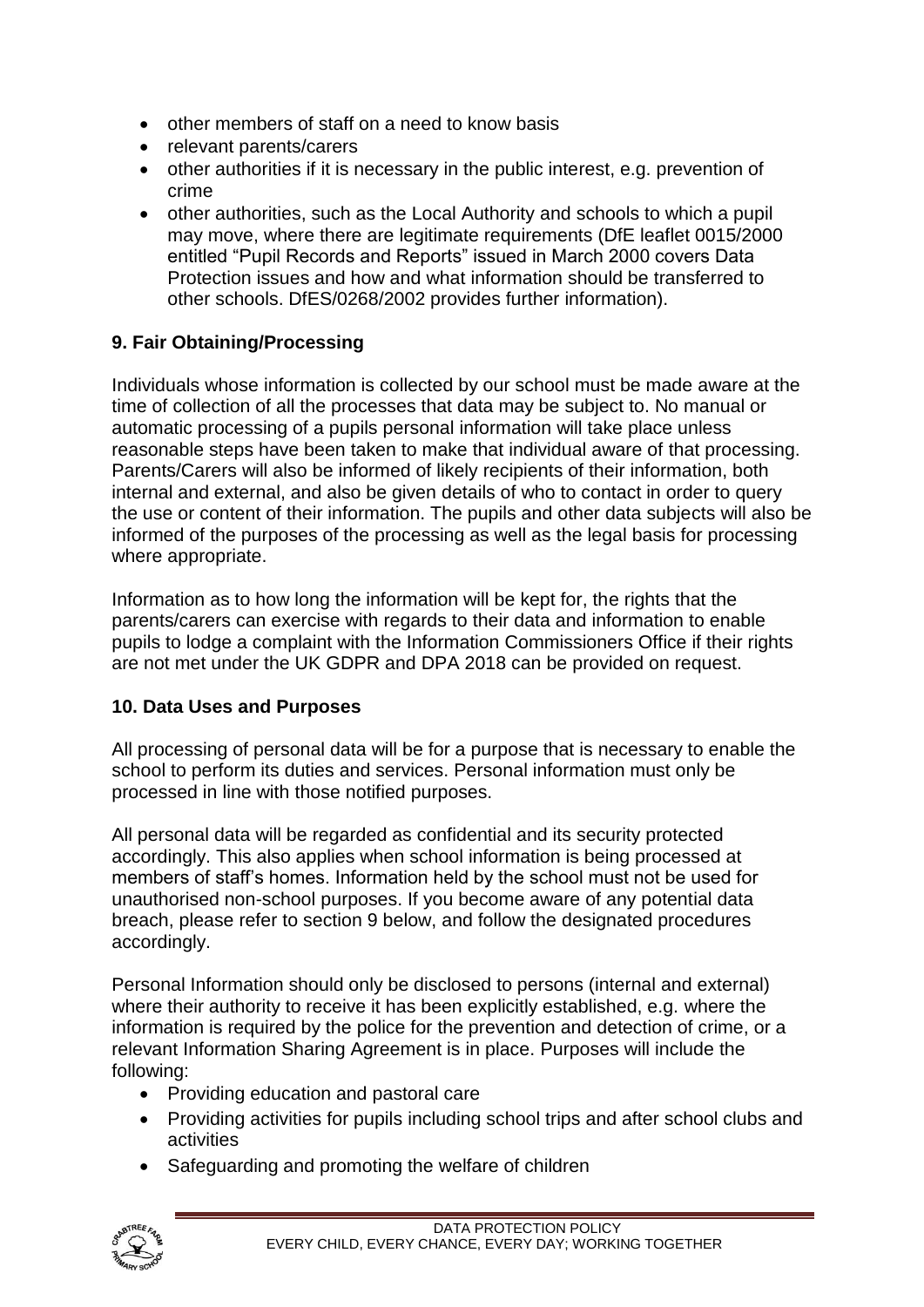- other members of staff on a need to know basis
- relevant parents/carers
- other authorities if it is necessary in the public interest, e.g. prevention of crime
- other authorities, such as the Local Authority and schools to which a pupil may move, where there are legitimate requirements (DfE leaflet 0015/2000 entitled "Pupil Records and Reports" issued in March 2000 covers Data Protection issues and how and what information should be transferred to other schools. DfES/0268/2002 provides further information).

**9. Fair Obtaining/Processing**

Individuals whose information is collected by our school must be made aware at the time of collection of all the processes that data may be subject to. No manual or automatic processing of a pupils personal information will take place unless reasonable steps have been taken to make that individual aware of that processing. Parents/Carers will also be informed of likely recipients of their information, both internal and external, and also be given details of who to contact in order to query the use or content of their information. The pupils and other data subjects will also be informed of the purposes of the processing as well as the legal basis for processing where appropriate.

Information as to how long the information will be kept for, the rights that the parents/carers can exercise with regards to their data and information to enable pupils to lodge a complaint with the Information Commissioners Office if their rights are not met under the UK GDPR and DPA 2018 can be provided on request.

**10. Data Uses and Purposes**

All processing of personal data will be for a purpose that is necessary to enable the school to perform its duties and services. Personal information must only be processed in line with those notified purposes.

All personal data will be regarded as confidential and its security protected accordingly. This also applies when school information is being processed at members of staff's homes. Information held by the school must not be used for unauthorised non-school purposes. If you become aware of any potential data breach, please refer to section 9 below, and follow the designated procedures accordingly.

Personal Information should only be disclosed to persons (internal and external) where their authority to receive it has been explicitly established, e.g. where the information is required by the police for the prevention and detection of crime, or a relevant Information Sharing Agreement is in place. Purposes will include the following:

- Providing education and pastoral care
- Providing activities for pupils including school trips and after school clubs and activities
- Safeguarding and promoting the welfare of children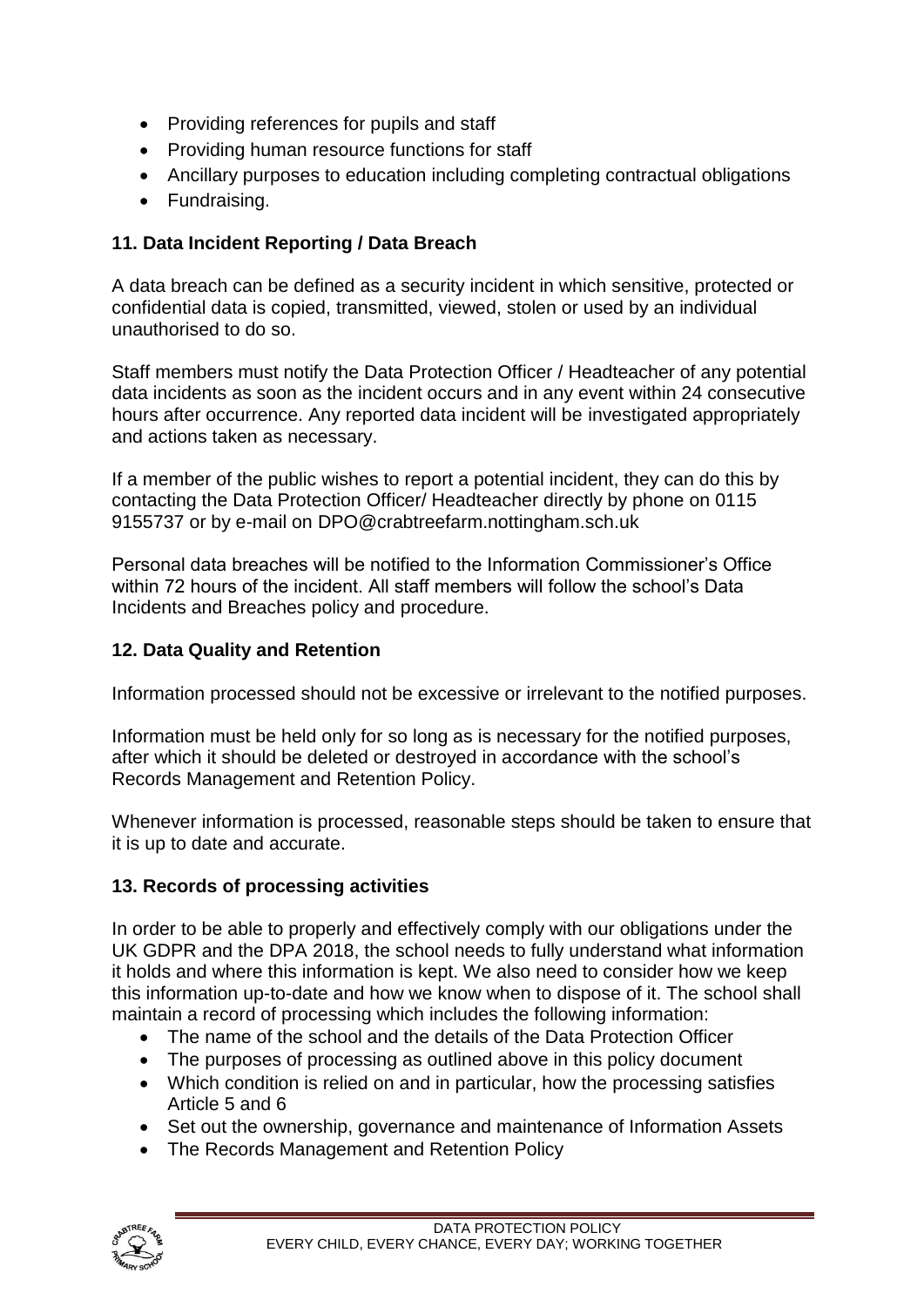- Providing references for pupils and staff
- Providing human resource functions for staff
- Ancillary purposes to education including completing contractual obligations
- Fundraising.

## 11. Data Incident Reporting / Data Breach

A data breach can be defined as a security incident in which sensitive, protected or confidential data is copied, transmitted, viewed, stolen or used by an individual unauthorised to do so.

Staff members must notify the Data Protection Officer / Headteacher of any potential data incidents as soon as the incident occurs and in any event within 24 consecutive hours after occurrence. Any reported data incident will be investigated appropriately and actions taken as necessary.

If a member of the public wishes to report a potential incident, they can do this by contacting the Data Protection Officer/ Headteacher directly by phone on 0115 9155737 or by e-mail on DPO@crabtreefarm.nottingham.sch.uk

Personal data breaches will be notified to the Information Commissioner's Office within 72 hours of the incident. All staff members will follow the school's Data Incidents and Breaches policy and procedure.

## 12. Data Quality and Retention

Information processed should not be excessive or irrelevant to the notified purposes.

Information must be held only for so long as is necessary for the notified purposes, after which it should be deleted or destroyed in accordance with the school's Records Management and Retention Policy.

Whenever information is processed, reasonable steps should be taken to ensure that it is up to date and accurate.

## 13. Records of processing activities

In order to be able to properly and effectively comply with our obligations under the UK GDPR and the DPA 2018, the school needs to fully understand what information it holds and where this information is kept. We also need to consider how we keep this information up-to-date and how we know when to dispose of it. The school shall maintain a record of processing which includes the following information:

- The name of the school and the details of the Data Protection Officer
- The purposes of processing as outlined above in this policy document
- Which condition is relied on and in particular, how the processing satisfies Article 5 and 6
- Set out the ownership, governance and maintenance of Information Assets
- The Records Management and Retention Policy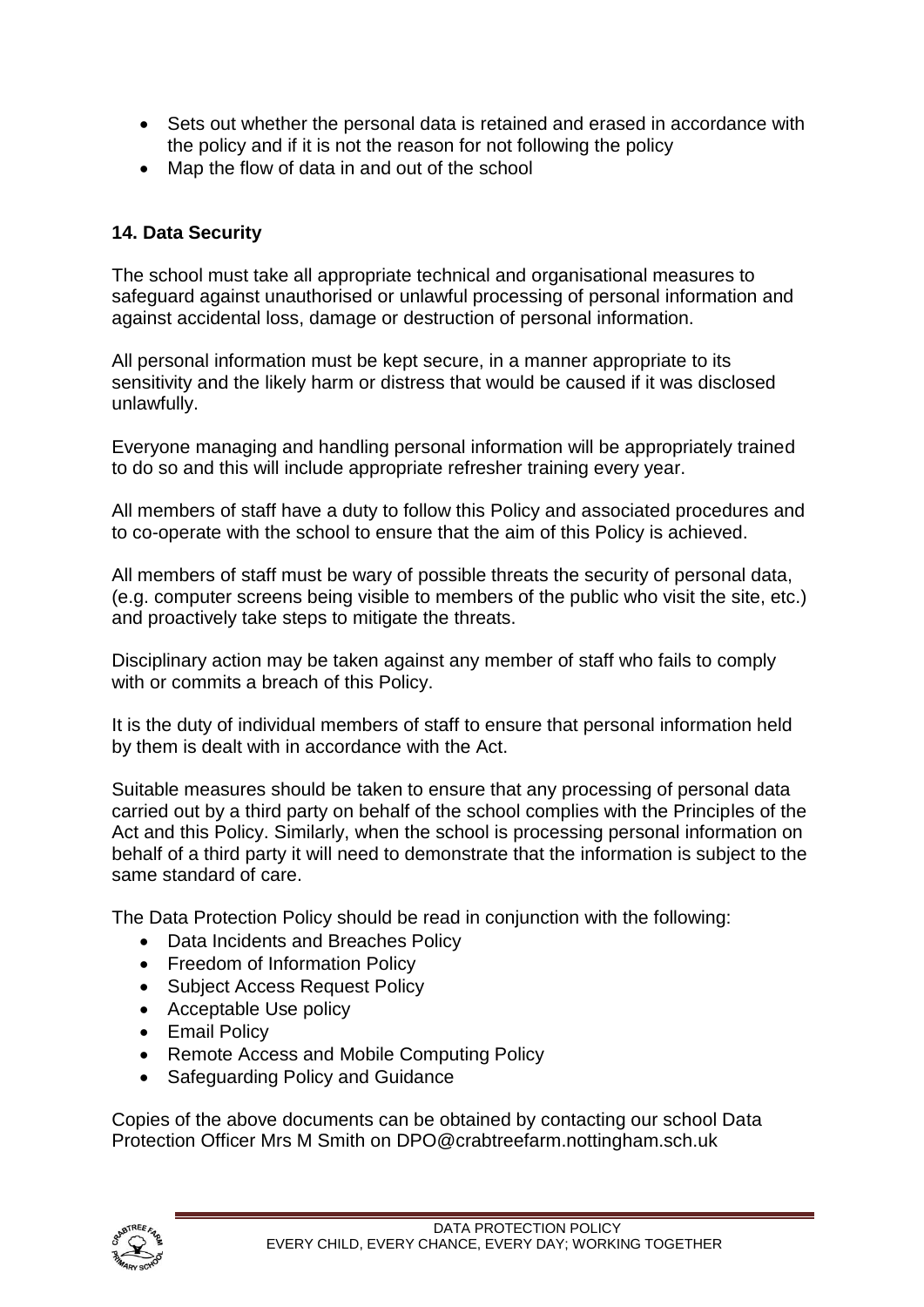- Sets out whether the personal data is retained and erased in accordance with the policy and if it is not the reason for not following the policy
- Map the flow of data in and out of the school

**14. Data Security**

The school must take all appropriate technical and organisational measures to safeguard against unauthorised or unlawful processing of personal information and against accidental loss, damage or destruction of personal information.

All personal information must be kept secure, in a manner appropriate to its sensitivity and the likely harm or distress that would be caused if it was disclosed unlawfully.

Everyone managing and handling personal information will be appropriately trained to do so and this will include appropriate refresher training every year.

All members of staff have a duty to follow this Policy and associated procedures and to co-operate with the school to ensure that the aim of this Policy is achieved.

All members of staff must be wary of possible threats the security of personal data, (e.g. computer screens being visible to members of the public who visit the site, etc.) and proactively take steps to mitigate the threats.

Disciplinary action may be taken against any member of staff who fails to comply with or commits a breach of this Policy.

It is the duty of individual members of staff to ensure that personal information held by them is dealt with in accordance with the Act.

Suitable measures should be taken to ensure that any processing of personal data carried out by a third party on behalf of the school complies with the Principles of the Act and this Policy. Similarly, when the school is processing personal information on behalf of a third party it will need to demonstrate that the information is subject to the same standard of care.

The Data Protection Policy should be read in conjunction with the following:

- Data Incidents and Breaches Policy
- Freedom of Information Policy
- Subject Access Request Policy
- Acceptable Use policy
- Email Policy
- Remote Access and Mobile Computing Policy
- Safeguarding Policy and Guidance

Copies of the above documents can be obtained by contacting our school Data Protection Officer Mrs M Smith on DPO@crabtreefarm.nottingham.sch.uk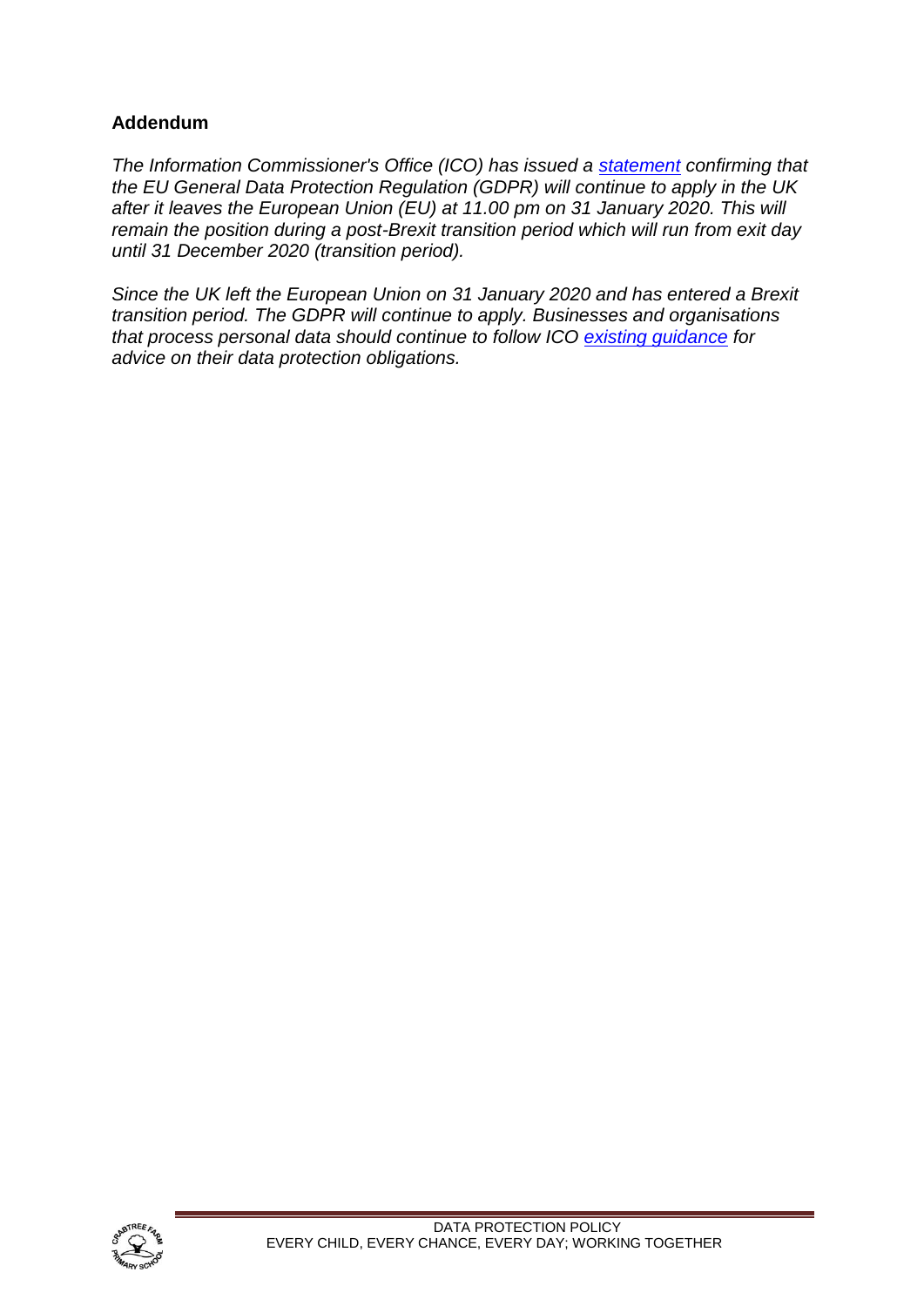**Addendum**

*The Information Commissioner's Office (ICO) has issued a statement confirming that the EU General Data Protection Regulation (GDPR) will continue to apply in the UK after it leaves the European Union (EU) at 11.00 pm on 31 January 2020. This will remain the position during a post-Brexit transition period which will run from exit day until 31 December 2020 (transition period).*

*Since the UK left the European Union on 31 January 2020 and has entered a Brexit transition period. The GDPR will continue to apply. Businesses and organisations that process personal data should continue to follow ICO existing guidance for advice on their data protection obligations.*